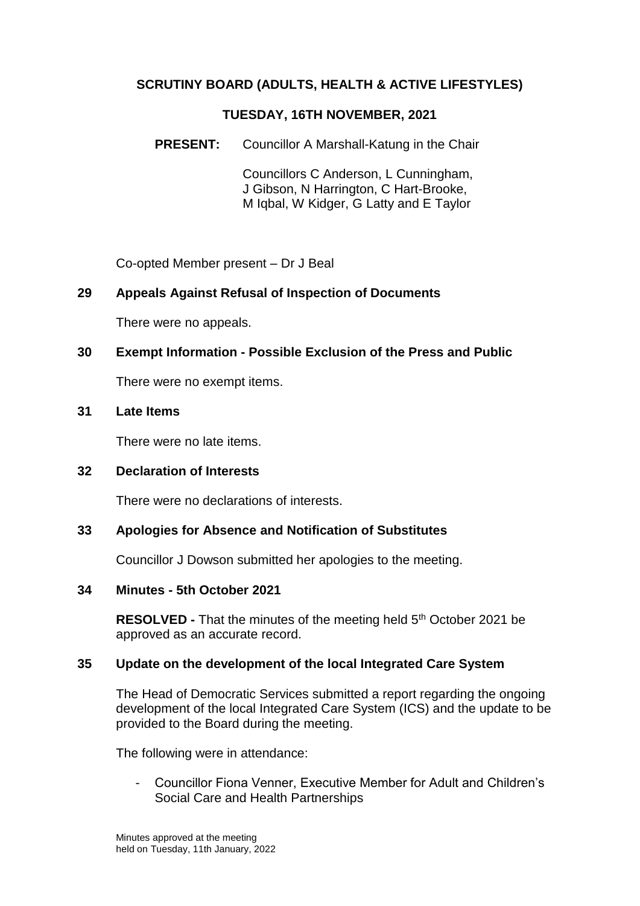# SCRUTINY BOARD (ADULTS, HEALTH & ACTIVE LIFESTYLES)

## TUESDAY, 16TH NOVEMBER, 2021

**PRESENT:** Councillor A Marshall-Katung in the Chair

Councillors C Anderson, L Cunningham, J Gibson, N Harrington, C Hart-Brooke, M Iqbal, W Kidger, G Latty and E Taylor

Co-opted Member present – Dr J Beal

### 29 Appeals Against Refusal of Inspection of Documents

There were no appeals.

### 30 Exempt Information - Possible Exclusion of the Press and Public

There were no exempt items.

### 31 Late Items

There were no late items.

### 32 Declaration of Interests

There were no declarations of interests.

### 33 Apologies for Absence and Notification of Substitutes

Councillor J Dowson submitted her apologies to the meeting.

### 34 Minutes - 5th October 2021

**RESOLVED -** That the minutes of the meeting held 5th October 2021 be approved as an accurate record.

### 35 Update on the development of the local Integrated Care System

The Head of Democratic Services submitted a report regarding the ongoing development of the local Integrated Care System (ICS) and the update to be provided to the Board during the meeting.

The following were in attendance:

- Councillor Fiona Venner, Executive Member for Adult and Children's Social Care and Health Partnerships

Minutes approved at the meeting held on Tuesday, 11th January, 2022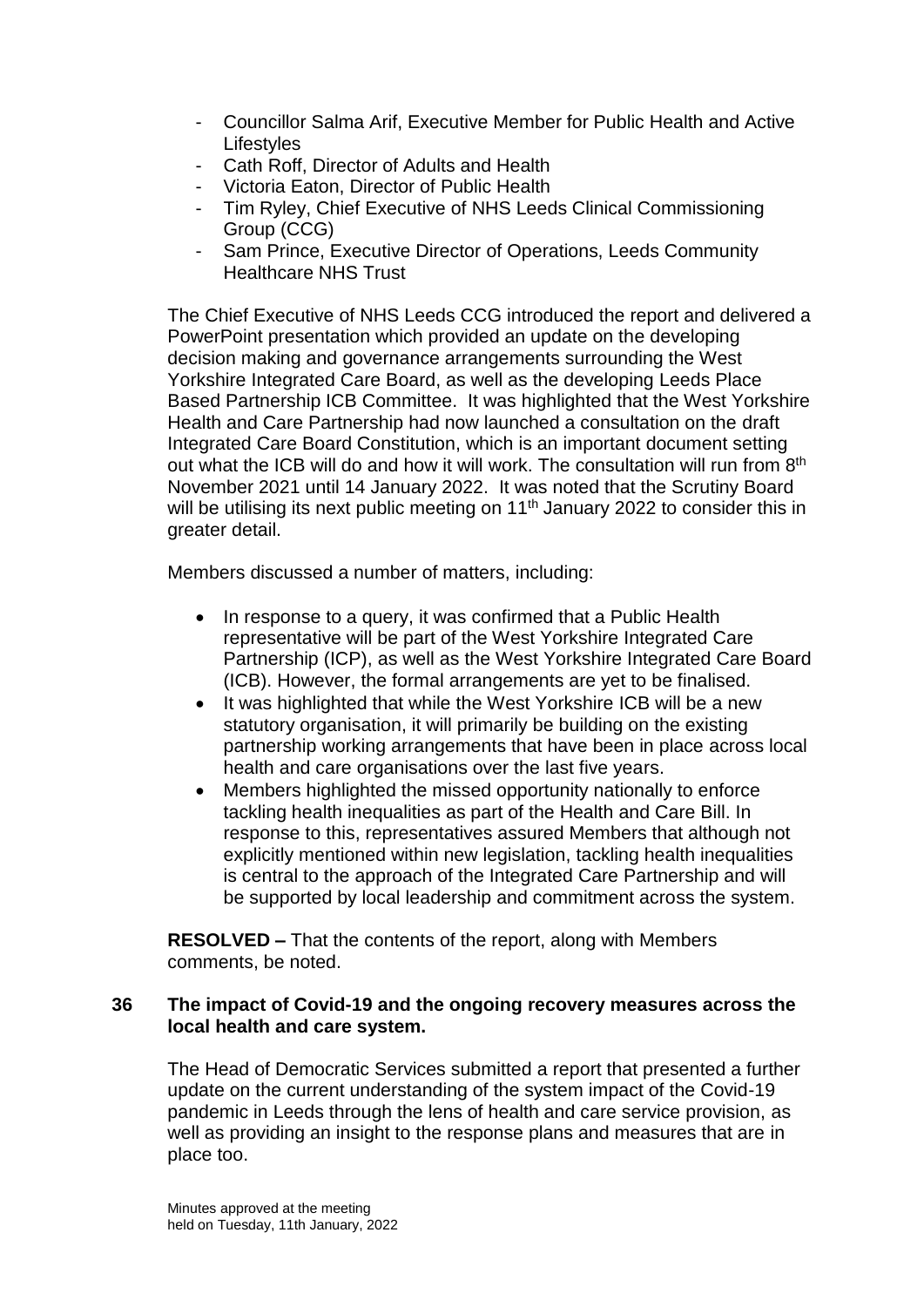- Councillor Salma Arif, Executive Member for Public Health and Active Lifestyles
- Cath Roff, Director of Adults and Health
- Victoria Eaton, Director of Public Health
- Tim Ryley, Chief Executive of NHS Leeds Clinical Commissioning Group (CCG)
- Sam Prince, Executive Director of Operations, Leeds Community Healthcare NHS Trust

The Chief Executive of NHS Leeds CCG introduced the report and delivered a PowerPoint presentation which provided an update on the developing decision making and governance arrangements surrounding the West Yorkshire Integrated Care Board, as well as the developing Leeds Place Based Partnership ICB Committee. It was highlighted that the West Yorkshire Health and Care Partnership had now launched a consultation on the draft Integrated Care Board Constitution, which is an important document setting out what the ICB will do and how it will work. The consultation will run from 8th November 2021 until 14 January 2022. It was noted that the Scrutiny Board will be utilising its next public meeting on 11th January 2022 to consider this in greater detail.

Members discussed a number of matters, including:

- In response to a query, it was confirmed that a Public Health representative will be part of the West Yorkshire Integrated Care Partnership (ICP), as well as the West Yorkshire Integrated Care Board (ICB). However, the formal arrangements are yet to be finalised.
- It was highlighted that while the West Yorkshire ICB will be a new statutory organisation, it will primarily be building on the existing partnership working arrangements that have been in place across local health and care organisations over the last five years.
- Members highlighted the missed opportunity nationally to enforce tackling health inequalities as part of the Health and Care Bill. In response to this, representatives assured Members that although not explicitly mentioned within new legislation, tackling health inequalities is central to the approach of the Integrated Care Partnership and will be supported by local leadership and commitment across the system.

**RESOLVED –** That the contents of the report, along with Members comments, be noted.

## 36 The impact of Covid-19 and the ongoing recovery measures across the local health and care system.

The Head of Democratic Services submitted a report that presented a further update on the current understanding of the system impact of the Covid-19 pandemic in Leeds through the lens of health and care service provision, as well as providing an insight to the response plans and measures that are in place too.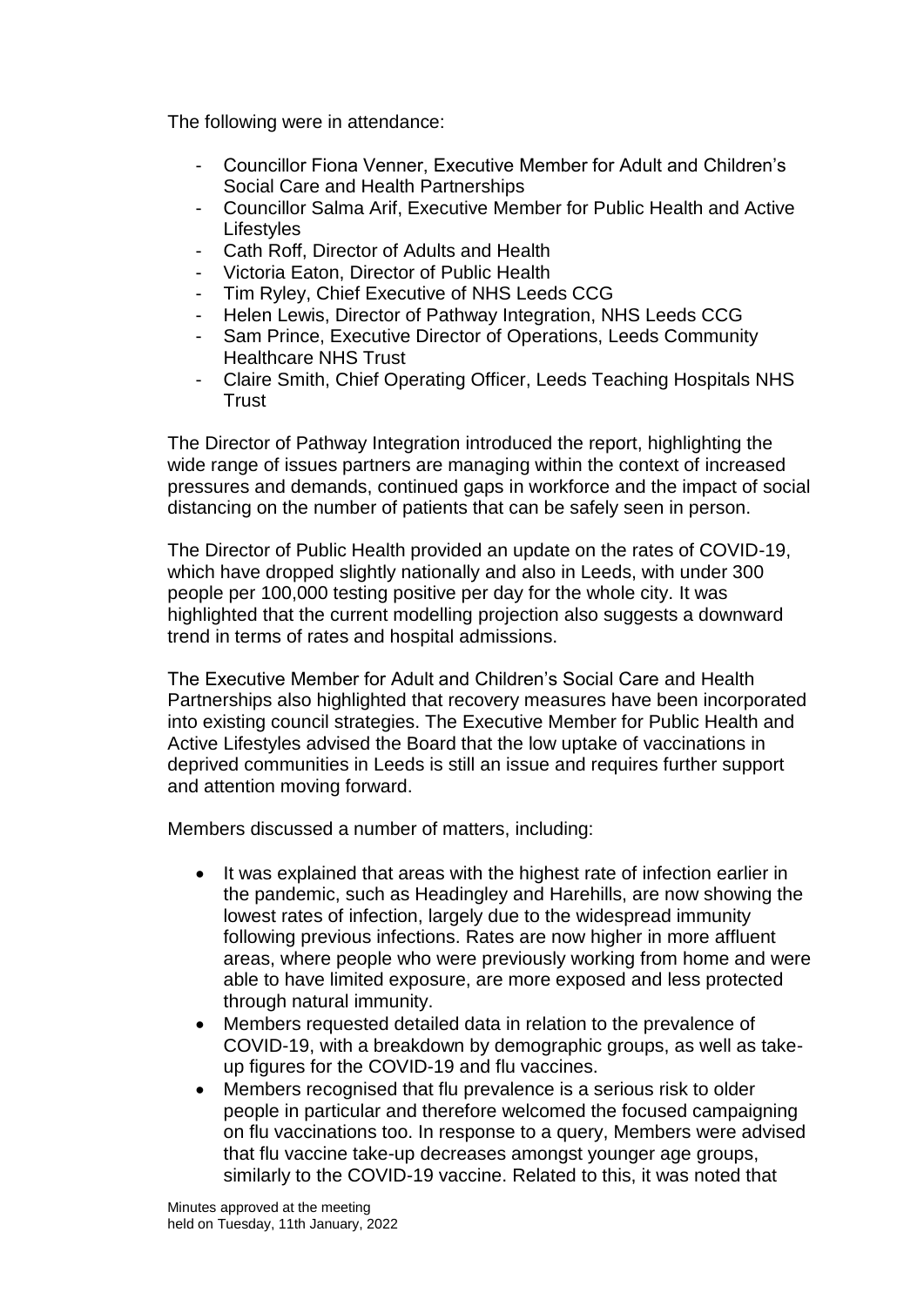The following were in attendance:

- Councillor Fiona Venner, Executive Member for Adult and Children's Social Care and Health Partnerships
- Councillor Salma Arif, Executive Member for Public Health and Active Lifestyles
- Cath Roff, Director of Adults and Health
- Victoria Eaton, Director of Public Health
- Tim Ryley, Chief Executive of NHS Leeds CCG
- Helen Lewis, Director of Pathway Integration, NHS Leeds CCG
- Sam Prince, Executive Director of Operations, Leeds Community Healthcare NHS Trust
- Claire Smith, Chief Operating Officer, Leeds Teaching Hospitals NHS Trust

The Director of Pathway Integration introduced the report, highlighting the wide range of issues partners are managing within the context of increased pressures and demands, continued gaps in workforce and the impact of social distancing on the number of patients that can be safely seen in person.

The Director of Public Health provided an update on the rates of COVID-19, which have dropped slightly nationally and also in Leeds, with under 300 people per 100,000 testing positive per day for the whole city. It was highlighted that the current modelling projection also suggests a downward trend in terms of rates and hospital admissions.

The Executive Member for Adult and Children's Social Care and Health Partnerships also highlighted that recovery measures have been incorporated into existing council strategies. The Executive Member for Public Health and Active Lifestyles advised the Board that the low uptake of vaccinations in deprived communities in Leeds is still an issue and requires further support and attention moving forward.

Members discussed a number of matters, including:

- It was explained that areas with the highest rate of infection earlier in the pandemic, such as Headingley and Harehills, are now showing the lowest rates of infection, largely due to the widespread immunity following previous infections. Rates are now higher in more affluent areas, where people who were previously working from home and were able to have limited exposure, are more exposed and less protected through natural immunity.
- Members requested detailed data in relation to the prevalence of COVID-19, with a breakdown by demographic groups, as well as take-up figures for the COVID-19 and flu vaccines.
- Members recognised that flu prevalence is a serious risk to older people in particular and therefore welcomed the focused campaigning on flu vaccinations too. In response to a query, Members were advised that flu vaccine take-up decreases amongst younger age groups, similarly to the COVID-19 vaccine. Related to this, it was noted that

Minutes approved at the meeting
held on Tuesday, 11th January, 2022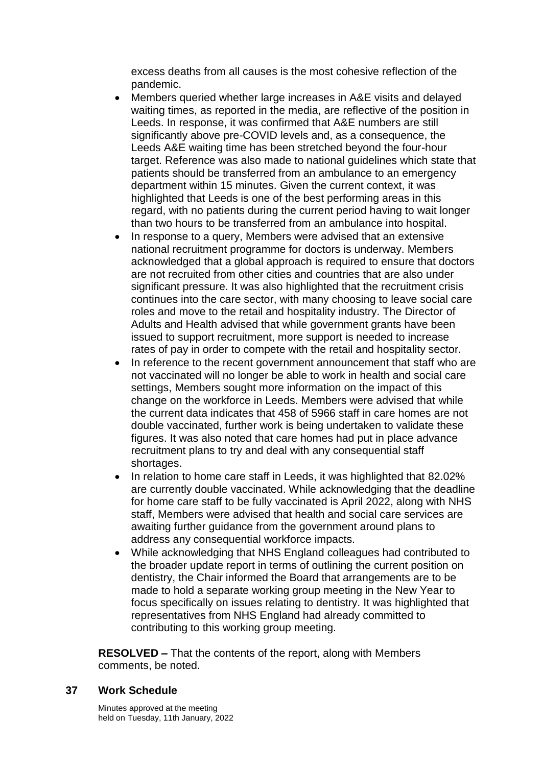excess deaths from all causes is the most cohesive reflection of the pandemic.

- Members queried whether large increases in A&E visits and delayed waiting times, as reported in the media, are reflective of the position in Leeds. In response, it was confirmed that A&E numbers are still significantly above pre-COVID levels and, as a consequence, the Leeds A&E waiting time has been stretched beyond the four-hour target. Reference was also made to national guidelines which state that patients should be transferred from an ambulance to an emergency department within 15 minutes. Given the current context, it was highlighted that Leeds is one of the best performing areas in this regard, with no patients during the current period having to wait longer than two hours to be transferred from an ambulance into hospital.
- In response to a query, Members were advised that an extensive national recruitment programme for doctors is underway. Members acknowledged that a global approach is required to ensure that doctors are not recruited from other cities and countries that are also under significant pressure. It was also highlighted that the recruitment crisis continues into the care sector, with many choosing to leave social care roles and move to the retail and hospitality industry. The Director of Adults and Health advised that while government grants have been issued to support recruitment, more support is needed to increase rates of pay in order to compete with the retail and hospitality sector.
- In reference to the recent government announcement that staff who are not vaccinated will no longer be able to work in health and social care settings, Members sought more information on the impact of this change on the workforce in Leeds. Members were advised that while the current data indicates that 458 of 5966 staff in care homes are not double vaccinated, further work is being undertaken to validate these figures. It was also noted that care homes had put in place advance recruitment plans to try and deal with any consequential staff shortages.
- In relation to home care staff in Leeds, it was highlighted that 82.02% are currently double vaccinated. While acknowledging that the deadline for home care staff to be fully vaccinated is April 2022, along with NHS staff, Members were advised that health and social care services are awaiting further guidance from the government around plans to address any consequential workforce impacts.
- While acknowledging that NHS England colleagues had contributed to the broader update report in terms of outlining the current position on dentistry, the Chair informed the Board that arrangements are to be made to hold a separate working group meeting in the New Year to focus specifically on issues relating to dentistry. It was highlighted that representatives from NHS England had already committed to contributing to this working group meeting.

**RESOLVED –** That the contents of the report, along with Members comments, be noted.

## 37 Work Schedule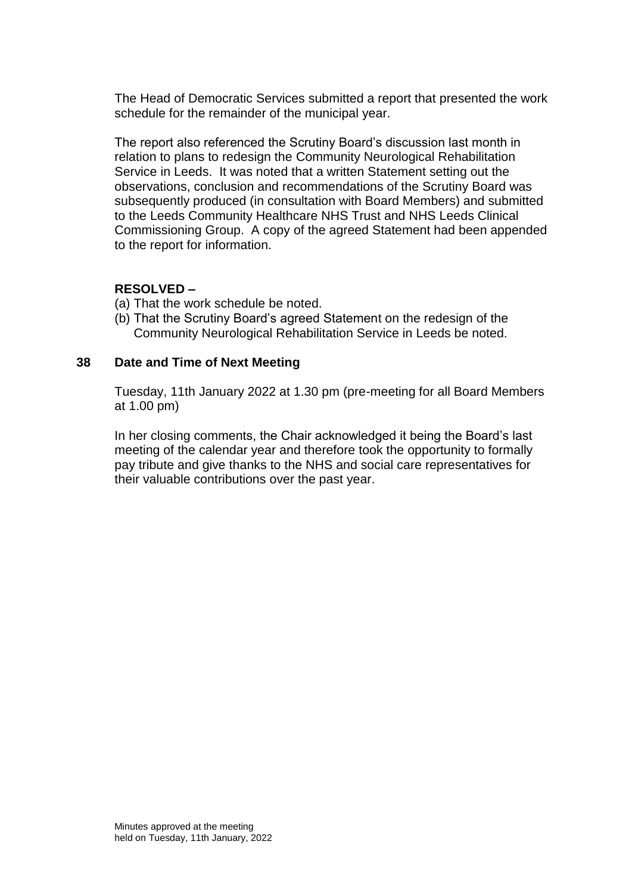The Head of Democratic Services submitted a report that presented the work schedule for the remainder of the municipal year.

The report also referenced the Scrutiny Board's discussion last month in relation to plans to redesign the Community Neurological Rehabilitation Service in Leeds. It was noted that a written Statement setting out the observations, conclusion and recommendations of the Scrutiny Board was subsequently produced (in consultation with Board Members) and submitted to the Leeds Community Healthcare NHS Trust and NHS Leeds Clinical Commissioning Group. A copy of the agreed Statement had been appended to the report for information.

**RESOLVED –**

(a) That the work schedule be noted.
(b) That the Scrutiny Board's agreed Statement on the redesign of the Community Neurological Rehabilitation Service in Leeds be noted.

### 38 Date and Time of Next Meeting

Tuesday, 11th January 2022 at 1.30 pm (pre-meeting for all Board Members at 1.00 pm)

In her closing comments, the Chair acknowledged it being the Board's last meeting of the calendar year and therefore took the opportunity to formally pay tribute and give thanks to the NHS and social care representatives for their valuable contributions over the past year.

Minutes approved at the meeting
held on Tuesday, 11th January, 2022